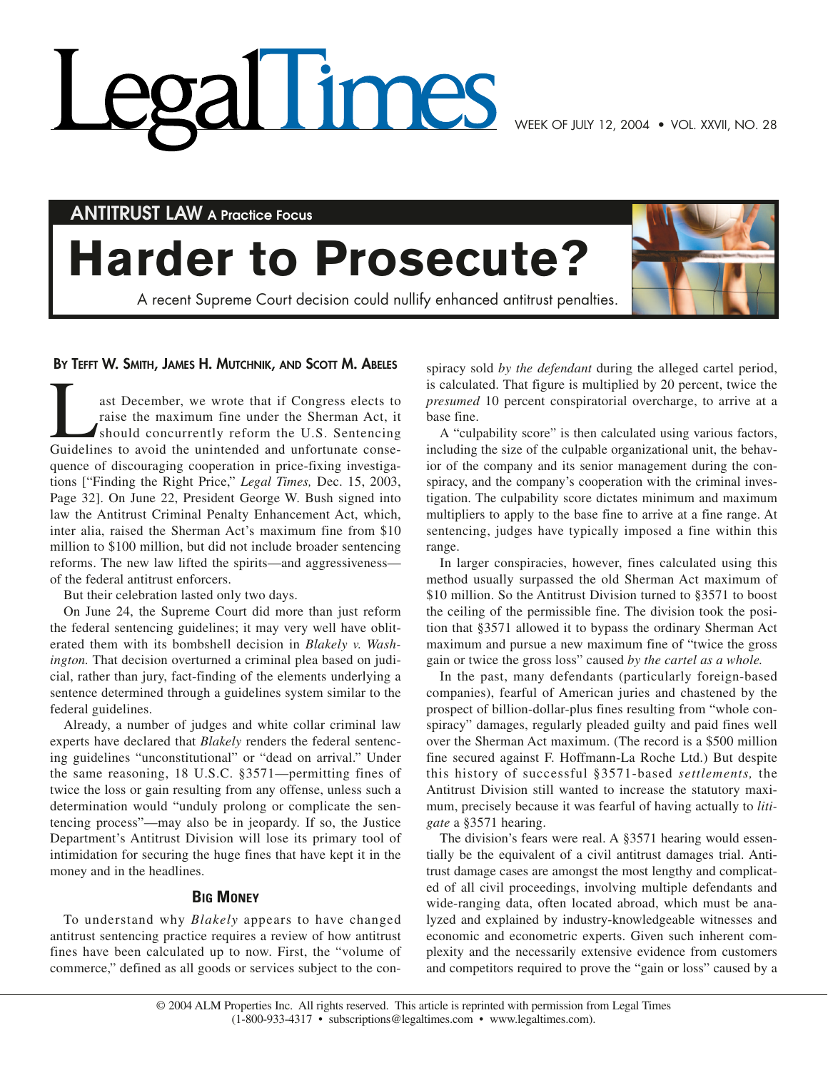# Legal Times

WEEK OF JULY 12, 2004 • VOL. XXVII, NO. 28

**ANTITRUST LAW** A Practice Focus

# Harder to Prosecute?

A recent Supreme Court decision could nullify enhanced antitrust penalties.

**BY TEFFT W. SMITH, JAMES H. MUTCHNIK, AND SCOTT M. ABELES**

Last December, we wrote that if Congress elects to raise the maximum fine under the Sherman Act, it should concurrently reform the U.S. Sentencing Guidelines to avoid the unintended and unfortunate consequence of discouraging cooperation in price-fixing investigations ["Finding the Right Price," *Legal Times,* Dec. 15, 2003, Page 32]. On June 22, President George W. Bush signed into law the Antitrust Criminal Penalty Enhancement Act, which, inter alia, raised the Sherman Act's maximum fine from $10 million to $100 million, but did not include broader sentencing reforms. The new law lifted the spirits—and aggressiveness—of the federal antitrust enforcers.

But their celebration lasted only two days.

On June 24, the Supreme Court did more than just reform the federal sentencing guidelines; it may very well have obliterated them with its bombshell decision in *Blakely v. Washington.* That decision overturned a criminal plea based on judicial, rather than jury, fact-finding of the elements underlying a sentence determined through a guidelines system similar to the federal guidelines.

Already, a number of judges and white collar criminal law experts have declared that *Blakely* renders the federal sentencing guidelines "unconstitutional" or "dead on arrival." Under the same reasoning, 18 U.S.C. §3571—permitting fines of twice the loss or gain resulting from any offense, unless such a determination would "unduly prolong or complicate the sentencing process"—may also be in jeopardy. If so, the Justice Department's Antitrust Division will lose its primary tool of intimidation for securing the huge fines that have kept it in the money and in the headlines.

## BIG MONEY

To understand why *Blakely* appears to have changed antitrust sentencing practice requires a review of how antitrust fines have been calculated up to now. First, the "volume of commerce," defined as all goods or services subject to the conspiracy sold *by the defendant* during the alleged cartel period, is calculated. That figure is multiplied by 20 percent, twice the *presumed* 10 percent conspiratorial overcharge, to arrive at a base fine.

A "culpability score" is then calculated using various factors, including the size of the culpable organizational unit, the behavior of the company and its senior management during the conspiracy, and the company's cooperation with the criminal investigation. The culpability score dictates minimum and maximum multipliers to apply to the base fine to arrive at a fine range. At sentencing, judges have typically imposed a fine within this range.

In larger conspiracies, however, fines calculated using this method usually surpassed the old Sherman Act maximum of $10 million. So the Antitrust Division turned to §3571 to boost the ceiling of the permissible fine. The division took the position that §3571 allowed it to bypass the ordinary Sherman Act maximum and pursue a new maximum fine of "twice the gross gain or twice the gross loss" caused *by the cartel as a whole.*

In the past, many defendants (particularly foreign-based companies), fearful of American juries and chastened by the prospect of billion-dollar-plus fines resulting from "whole conspiracy" damages, regularly pleaded guilty and paid fines well over the Sherman Act maximum. (The record is a $500 million fine secured against F. Hoffmann-La Roche Ltd.) But despite this history of successful §3571-based *settlements,* the Antitrust Division still wanted to increase the statutory maximum, precisely because it was fearful of having actually to *litigate* a §3571 hearing.

The division's fears were real. A §3571 hearing would essentially be the equivalent of a civil antitrust damages trial. Antitrust damage cases are amongst the most lengthy and complicated of all civil proceedings, involving multiple defendants and wide-ranging data, often located abroad, which must be analyzed and explained by industry-knowledgeable witnesses and economic and econometric experts. Given such inherent complexity and the necessarily extensive evidence from customers and competitors required to prove the "gain or loss" caused by a

© 2004 ALM Properties Inc. All rights reserved. This article is reprinted with permission from Legal Times (1-800-933-4317 • subscriptions@legaltimes.com • www.legaltimes.com).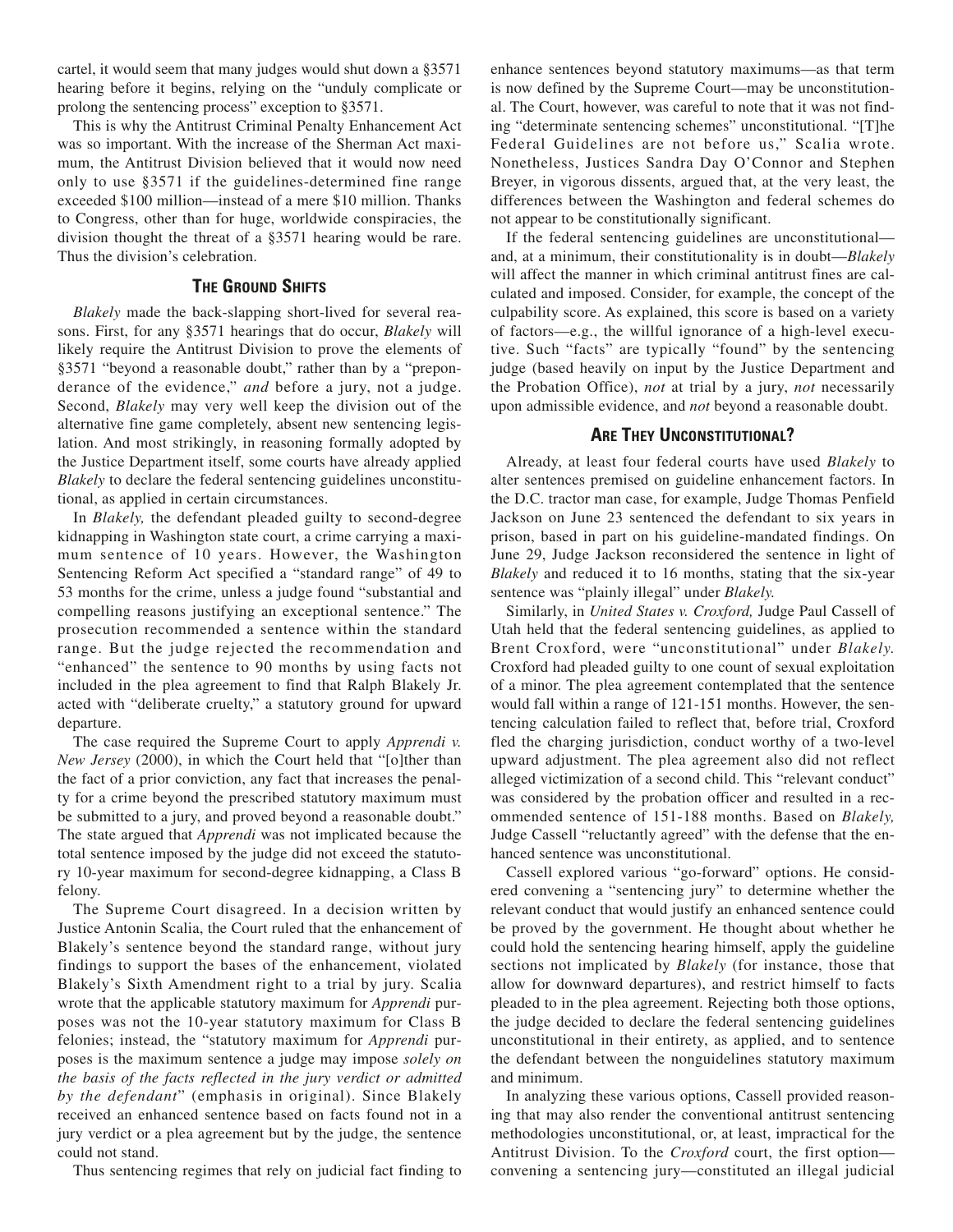cartel, it would seem that many judges would shut down a §3571 hearing before it begins, relying on the "unduly complicate or prolong the sentencing process" exception to §3571.

This is why the Antitrust Criminal Penalty Enhancement Act was so important. With the increase of the Sherman Act maximum, the Antitrust Division believed that it would now need only to use §3571 if the guidelines-determined fine range exceeded \$100 million—instead of a mere \$10 million. Thanks to Congress, other than for huge, worldwide conspiracies, the division thought the threat of a §3571 hearing would be rare. Thus the division's celebration.

## THE GROUND SHIFTS

*Blakely* made the back-slapping short-lived for several reasons. First, for any §3571 hearings that do occur, *Blakely* will likely require the Antitrust Division to prove the elements of §3571 "beyond a reasonable doubt," rather than by a "preponderance of the evidence," *and* before a jury, not a judge. Second, *Blakely* may very well keep the division out of the alternative fine game completely, absent new sentencing legislation. And most strikingly, in reasoning formally adopted by the Justice Department itself, some courts have already applied *Blakely* to declare the federal sentencing guidelines unconstitutional, as applied in certain circumstances.

In *Blakely,* the defendant pleaded guilty to second-degree kidnapping in Washington state court, a crime carrying a maximum sentence of 10 years. However, the Washington Sentencing Reform Act specified a "standard range" of 49 to 53 months for the crime, unless a judge found "substantial and compelling reasons justifying an exceptional sentence." The prosecution recommended a sentence within the standard range. But the judge rejected the recommendation and "enhanced" the sentence to 90 months by using facts not included in the plea agreement to find that Ralph Blakely Jr. acted with "deliberate cruelty," a statutory ground for upward departure.

The case required the Supreme Court to apply *Apprendi v. New Jersey* (2000), in which the Court held that "[o]ther than the fact of a prior conviction, any fact that increases the penalty for a crime beyond the prescribed statutory maximum must be submitted to a jury, and proved beyond a reasonable doubt." The state argued that *Apprendi* was not implicated because the total sentence imposed by the judge did not exceed the statutory 10-year maximum for second-degree kidnapping, a Class B felony.

The Supreme Court disagreed. In a decision written by Justice Antonin Scalia, the Court ruled that the enhancement of Blakely's sentence beyond the standard range, without jury findings to support the bases of the enhancement, violated Blakely's Sixth Amendment right to a trial by jury. Scalia wrote that the applicable statutory maximum for *Apprendi* purposes was not the 10-year statutory maximum for Class B felonies; instead, the "statutory maximum for *Apprendi* purposes is the maximum sentence a judge may impose *solely on the basis of the facts reflected in the jury verdict or admitted by the defendant*" (emphasis in original). Since Blakely received an enhanced sentence based on facts found not in a jury verdict or a plea agreement but by the judge, the sentence could not stand.

Thus sentencing regimes that rely on judicial fact finding to enhance sentences beyond statutory maximums—as that term is now defined by the Supreme Court—may be unconstitutional. The Court, however, was careful to note that it was not finding "determinate sentencing schemes" unconstitutional. "[T]he Federal Guidelines are not before us," Scalia wrote. Nonetheless, Justices Sandra Day O'Connor and Stephen Breyer, in vigorous dissents, argued that, at the very least, the differences between the Washington and federal schemes do not appear to be constitutionally significant.

If the federal sentencing guidelines are unconstitutional—and, at a minimum, their constitutionality is in doubt—*Blakely* will affect the manner in which criminal antitrust fines are calculated and imposed. Consider, for example, the concept of the culpability score. As explained, this score is based on a variety of factors—e.g., the willful ignorance of a high-level executive. Such "facts" are typically "found" by the sentencing judge (based heavily on input by the Justice Department and the Probation Office), *not* at trial by a jury, *not* necessarily upon admissible evidence, and *not* beyond a reasonable doubt.

## ARE THEY UNCONSTITUTIONAL?

Already, at least four federal courts have used *Blakely* to alter sentences premised on guideline enhancement factors. In the D.C. tractor man case, for example, Judge Thomas Penfield Jackson on June 23 sentenced the defendant to six years in prison, based in part on his guideline-mandated findings. On June 29, Judge Jackson reconsidered the sentence in light of *Blakely* and reduced it to 16 months, stating that the six-year sentence was "plainly illegal" under *Blakely.*

Similarly, in *United States v. Croxford,* Judge Paul Cassell of Utah held that the federal sentencing guidelines, as applied to Brent Croxford, were "unconstitutional" under *Blakely.* Croxford had pleaded guilty to one count of sexual exploitation of a minor. The plea agreement contemplated that the sentence would fall within a range of 121-151 months. However, the sentencing calculation failed to reflect that, before trial, Croxford fled the charging jurisdiction, conduct worthy of a two-level upward adjustment. The plea agreement also did not reflect alleged victimization of a second child. This "relevant conduct" was considered by the probation officer and resulted in a recommended sentence of 151-188 months. Based on *Blakely,* Judge Cassell "reluctantly agreed" with the defense that the enhanced sentence was unconstitutional.

Cassell explored various "go-forward" options. He considered convening a "sentencing jury" to determine whether the relevant conduct that would justify an enhanced sentence could be proved by the government. He thought about whether he could hold the sentencing hearing himself, apply the guideline sections not implicated by *Blakely* (for instance, those that allow for downward departures), and restrict himself to facts pleaded to in the plea agreement. Rejecting both those options, the judge decided to declare the federal sentencing guidelines unconstitutional in their entirety, as applied, and to sentence the defendant between the nonguidelines statutory maximum and minimum.

In analyzing these various options, Cassell provided reasoning that may also render the conventional antitrust sentencing methodologies unconstitutional, or, at least, impractical for the Antitrust Division. To the *Croxford* court, the first option—convening a sentencing jury—constituted an illegal judicial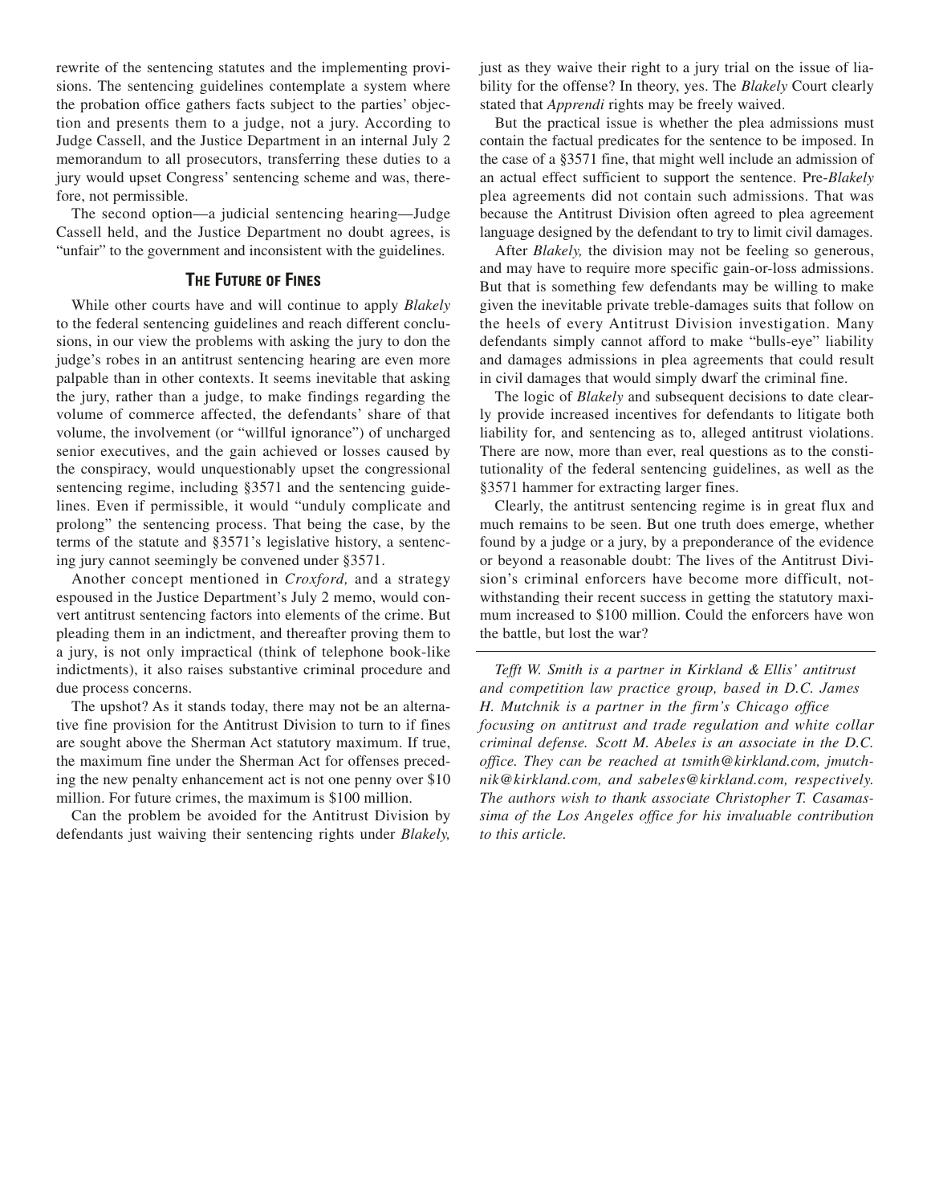rewrite of the sentencing statutes and the implementing provisions. The sentencing guidelines contemplate a system where the probation office gathers facts subject to the parties' objection and presents them to a judge, not a jury. According to Judge Cassell, and the Justice Department in an internal July 2 memorandum to all prosecutors, transferring these duties to a jury would upset Congress' sentencing scheme and was, therefore, not permissible.

The second option—a judicial sentencing hearing—Judge Cassell held, and the Justice Department no doubt agrees, is "unfair" to the government and inconsistent with the guidelines.

### The Future of Fines

While other courts have and will continue to apply *Blakely* to the federal sentencing guidelines and reach different conclusions, in our view the problems with asking the jury to don the judge's robes in an antitrust sentencing hearing are even more palpable than in other contexts. It seems inevitable that asking the jury, rather than a judge, to make findings regarding the volume of commerce affected, the defendants' share of that volume, the involvement (or "willful ignorance") of uncharged senior executives, and the gain achieved or losses caused by the conspiracy, would unquestionably upset the congressional sentencing regime, including §3571 and the sentencing guidelines. Even if permissible, it would "unduly complicate and prolong" the sentencing process. That being the case, by the terms of the statute and §3571's legislative history, a sentencing jury cannot seemingly be convened under §3571.

Another concept mentioned in *Croxford,* and a strategy espoused in the Justice Department's July 2 memo, would convert antitrust sentencing factors into elements of the crime. But pleading them in an indictment, and thereafter proving them to a jury, is not only impractical (think of telephone book-like indictments), it also raises substantive criminal procedure and due process concerns.

The upshot? As it stands today, there may not be an alternative fine provision for the Antitrust Division to turn to if fines are sought above the Sherman Act statutory maximum. If true, the maximum fine under the Sherman Act for offenses preceding the new penalty enhancement act is not one penny over $10 million. For future crimes, the maximum is $100 million.

Can the problem be avoided for the Antitrust Division by defendants just waiving their sentencing rights under *Blakely,* just as they waive their right to a jury trial on the issue of liability for the offense? In theory, yes. The *Blakely* Court clearly stated that *Apprendi* rights may be freely waived.

But the practical issue is whether the plea admissions must contain the factual predicates for the sentence to be imposed. In the case of a §3571 fine, that might well include an admission of an actual effect sufficient to support the sentence. Pre-*Blakely* plea agreements did not contain such admissions. That was because the Antitrust Division often agreed to plea agreement language designed by the defendant to try to limit civil damages.

After *Blakely,* the division may not be feeling so generous, and may have to require more specific gain-or-loss admissions. But that is something few defendants may be willing to make given the inevitable private treble-damages suits that follow on the heels of every Antitrust Division investigation. Many defendants simply cannot afford to make "bulls-eye" liability and damages admissions in plea agreements that could result in civil damages that would simply dwarf the criminal fine.

The logic of *Blakely* and subsequent decisions to date clearly provide increased incentives for defendants to litigate both liability for, and sentencing as to, alleged antitrust violations. There are now, more than ever, real questions as to the constitutionality of the federal sentencing guidelines, as well as the §3571 hammer for extracting larger fines.

Clearly, the antitrust sentencing regime is in great flux and much remains to be seen. But one truth does emerge, whether found by a judge or a jury, by a preponderance of the evidence or beyond a reasonable doubt: The lives of the Antitrust Division's criminal enforcers have become more difficult, notwithstanding their recent success in getting the statutory maximum increased to $100 million. Could the enforcers have won the battle, but lost the war?

---

*Tefft W. Smith is a partner in Kirkland & Ellis' antitrust and competition law practice group, based in D.C. James H. Mutchnik is a partner in the firm's Chicago office focusing on antitrust and trade regulation and white collar criminal defense. Scott M. Abeles is an associate in the D.C. office. They can be reached at tsmith@kirkland.com, jmutchnik@kirkland.com, and sabeles@kirkland.com, respectively. The authors wish to thank associate Christopher T. Casamassima of the Los Angeles office for his invaluable contribution to this article.*